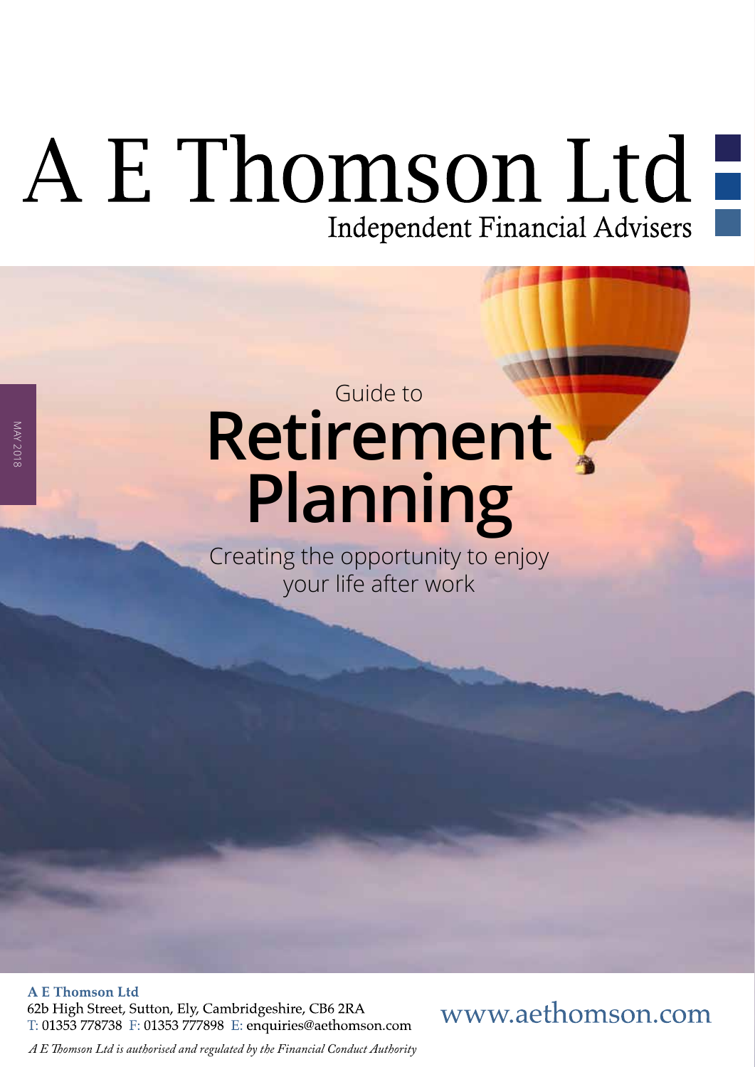# A E Thomson Ltd

Independent Financial Advisers

MAY 2018

Guide to

# Retirement Planning

Creating the opportunity to enjoy your life after work

**A E Thomson Ltd**
62b High Street, Sutton, Ely, Cambridgeshire, CB6 2RA
T: 01353 778738 F: 01353 777898 E: enquiries@aethomson.com

www.aethomson.com

*A E Thomson Ltd is authorised and regulated by the Financial Conduct Authority*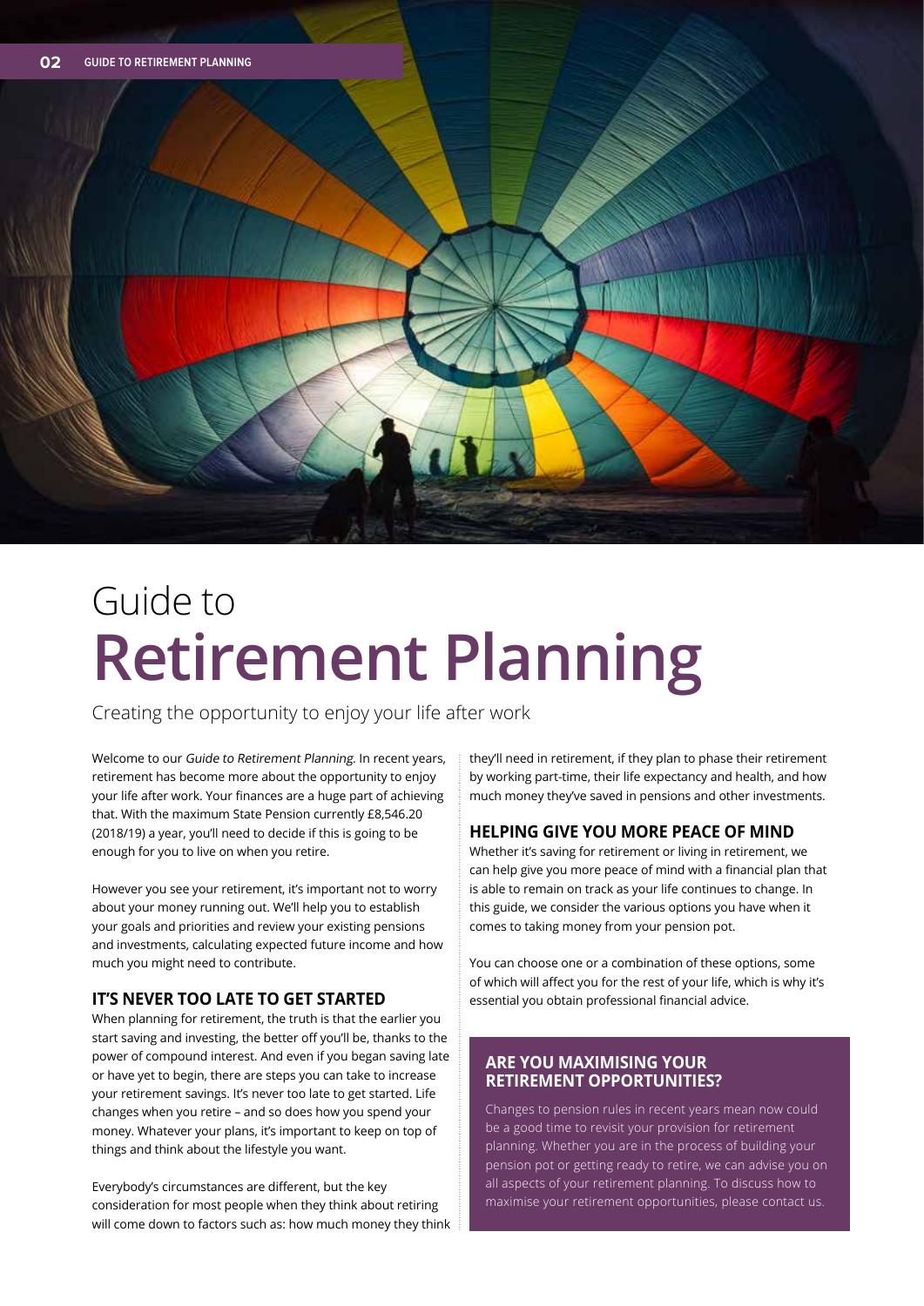# Guide to Retirement Planning

Creating the opportunity to enjoy your life after work

Welcome to our *Guide to Retirement Planning.* In recent years, retirement has become more about the opportunity to enjoy your life after work. Your finances are a huge part of achieving that. With the maximum State Pension currently £8,546.20 (2018/19) a year, you'll need to decide if this is going to be enough for you to live on when you retire.

However you see your retirement, it's important not to worry about your money running out. We'll help you to establish your goals and priorities and review your existing pensions and investments, calculating expected future income and how much you might need to contribute.

## IT'S NEVER TOO LATE TO GET STARTED

When planning for retirement, the truth is that the earlier you start saving and investing, the better off you'll be, thanks to the power of compound interest. And even if you began saving late or have yet to begin, there are steps you can take to increase your retirement savings. It's never too late to get started. Life changes when you retire – and so does how you spend your money. Whatever your plans, it's important to keep on top of things and think about the lifestyle you want.

Everybody's circumstances are different, but the key consideration for most people when they think about retiring will come down to factors such as: how much money they think they'll need in retirement, if they plan to phase their retirement by working part-time, their life expectancy and health, and how much money they've saved in pensions and other investments.

## HELPING GIVE YOU MORE PEACE OF MIND

Whether it's saving for retirement or living in retirement, we can help give you more peace of mind with a financial plan that is able to remain on track as your life continues to change. In this guide, we consider the various options you have when it comes to taking money from your pension pot.

You can choose one or a combination of these options, some of which will affect you for the rest of your life, which is why it's essential you obtain professional financial advice.

## ARE YOU MAXIMISING YOUR RETIREMENT OPPORTUNITIES?

Changes to pension rules in recent years mean now could be a good time to revisit your provision for retirement planning. Whether you are in the process of building your pension pot or getting ready to retire, we can advise you on all aspects of your retirement planning. To discuss how to maximise your retirement opportunities, please contact us.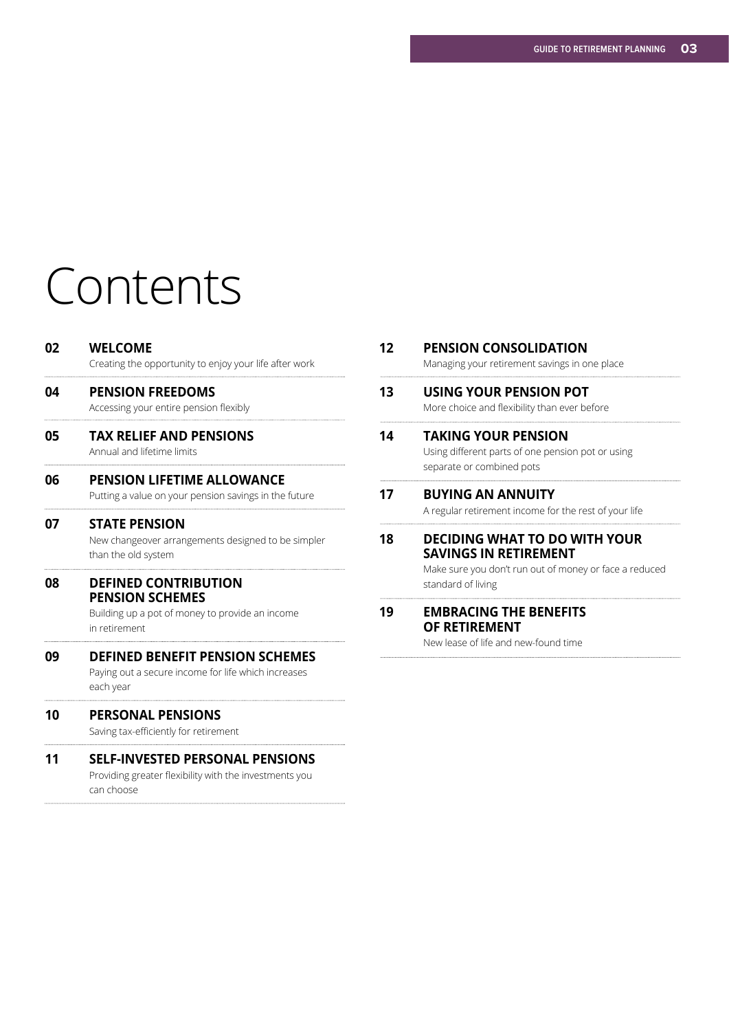# Contents

**02 WELCOME**
Creating the opportunity to enjoy your life after work

**04 PENSION FREEDOMS**
Accessing your entire pension flexibly

**05 TAX RELIEF AND PENSIONS**
Annual and lifetime limits

**06 PENSION LIFETIME ALLOWANCE**
Putting a value on your pension savings in the future

**07 STATE PENSION**
New changeover arrangements designed to be simpler than the old system

**08 DEFINED CONTRIBUTION PENSION SCHEMES**
Building up a pot of money to provide an income in retirement

**09 DEFINED BENEFIT PENSION SCHEMES**
Paying out a secure income for life which increases each year

**10 PERSONAL PENSIONS**
Saving tax-efficiently for retirement

**11 SELF-INVESTED PERSONAL PENSIONS**
Providing greater flexibility with the investments you can choose

**12 PENSION CONSOLIDATION**
Managing your retirement savings in one place

**13 USING YOUR PENSION POT**
More choice and flexibility than ever before

**14 TAKING YOUR PENSION**
Using different parts of one pension pot or using separate or combined pots

**17 BUYING AN ANNUITY**
A regular retirement income for the rest of your life

**18 DECIDING WHAT TO DO WITH YOUR SAVINGS IN RETIREMENT**
Make sure you don't run out of money or face a reduced standard of living

**19 EMBRACING THE BENEFITS OF RETIREMENT**
New lease of life and new-found time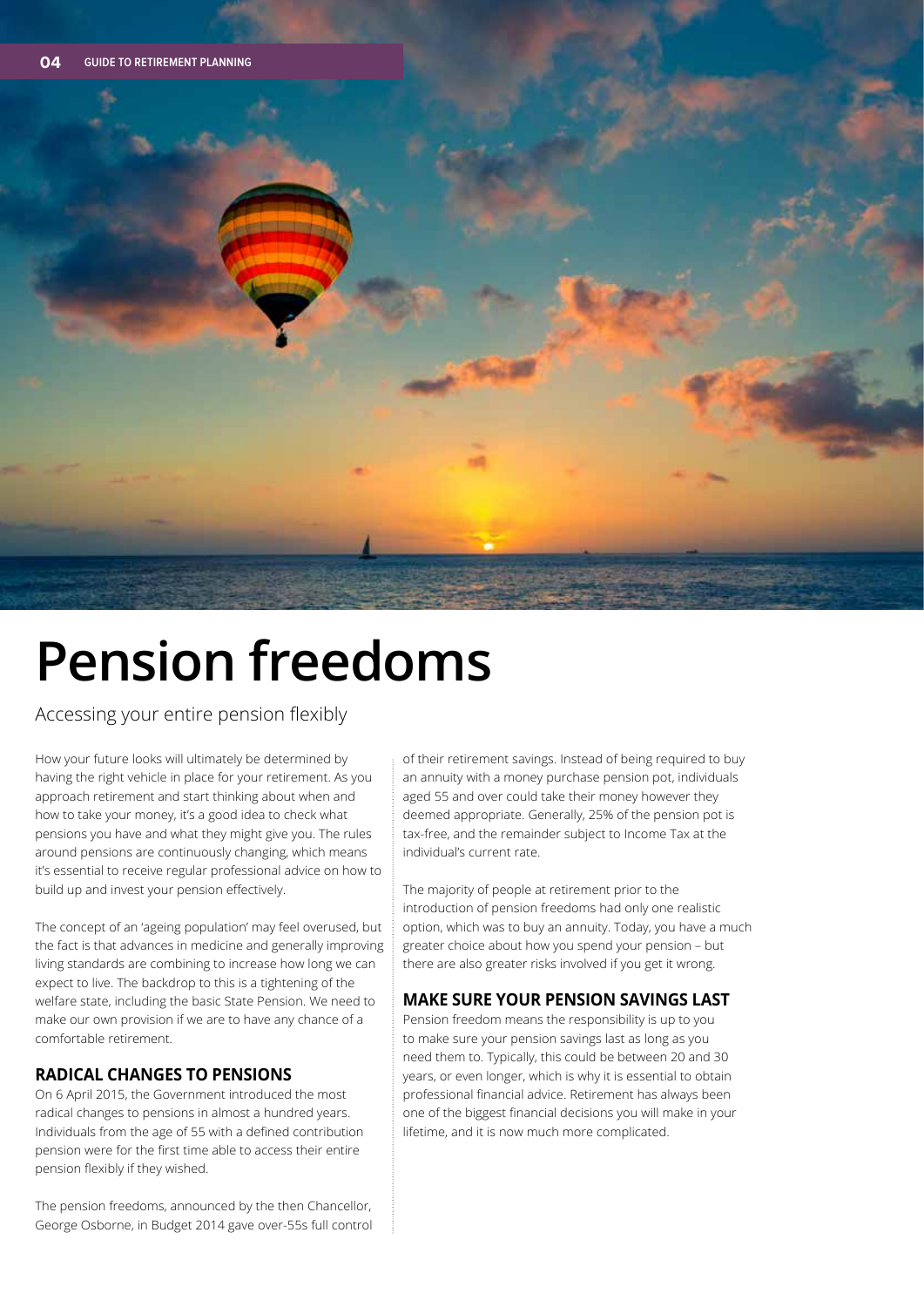# Pension freedoms

Accessing your entire pension flexibly

How your future looks will ultimately be determined by having the right vehicle in place for your retirement. As you approach retirement and start thinking about when and how to take your money, it's a good idea to check what pensions you have and what they might give you. The rules around pensions are continuously changing, which means it's essential to receive regular professional advice on how to build up and invest your pension effectively.

The concept of an 'ageing population' may feel overused, but the fact is that advances in medicine and generally improving living standards are combining to increase how long we can expect to live. The backdrop to this is a tightening of the welfare state, including the basic State Pension. We need to make our own provision if we are to have any chance of a comfortable retirement.

## RADICAL CHANGES TO PENSIONS

On 6 April 2015, the Government introduced the most radical changes to pensions in almost a hundred years. Individuals from the age of 55 with a defined contribution pension were for the first time able to access their entire pension flexibly if they wished.

The pension freedoms, announced by the then Chancellor, George Osborne, in Budget 2014 gave over-55s full control of their retirement savings. Instead of being required to buy an annuity with a money purchase pension pot, individuals aged 55 and over could take their money however they deemed appropriate. Generally, 25% of the pension pot is tax-free, and the remainder subject to Income Tax at the individual's current rate.

The majority of people at retirement prior to the introduction of pension freedoms had only one realistic option, which was to buy an annuity. Today, you have a much greater choice about how you spend your pension – but there are also greater risks involved if you get it wrong.

## MAKE SURE YOUR PENSION SAVINGS LAST

Pension freedom means the responsibility is up to you to make sure your pension savings last as long as you need them to. Typically, this could be between 20 and 30 years, or even longer, which is why it is essential to obtain professional financial advice. Retirement has always been one of the biggest financial decisions you will make in your lifetime, and it is now much more complicated.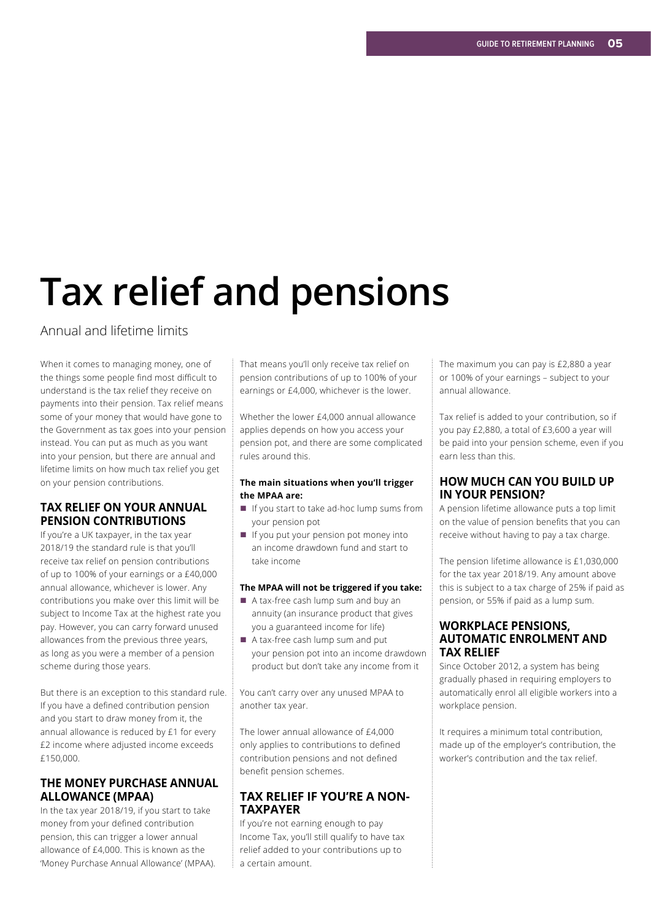# Tax relief and pensions

Annual and lifetime limits

When it comes to managing money, one of the things some people find most difficult to understand is the tax relief they receive on payments into their pension. Tax relief means some of your money that would have gone to the Government as tax goes into your pension instead. You can put as much as you want into your pension, but there are annual and lifetime limits on how much tax relief you get on your pension contributions.

## TAX RELIEF ON YOUR ANNUAL PENSION CONTRIBUTIONS

If you're a UK taxpayer, in the tax year 2018/19 the standard rule is that you'll receive tax relief on pension contributions of up to 100% of your earnings or a £40,000 annual allowance, whichever is lower. Any contributions you make over this limit will be subject to Income Tax at the highest rate you pay. However, you can carry forward unused allowances from the previous three years, as long as you were a member of a pension scheme during those years.

But there is an exception to this standard rule. If you have a defined contribution pension and you start to draw money from it, the annual allowance is reduced by £1 for every £2 income where adjusted income exceeds £150,000.

## THE MONEY PURCHASE ANNUAL ALLOWANCE (MPAA)

In the tax year 2018/19, if you start to take money from your defined contribution pension, this can trigger a lower annual allowance of £4,000. This is known as the 'Money Purchase Annual Allowance' (MPAA).

That means you'll only receive tax relief on pension contributions of up to 100% of your earnings or £4,000, whichever is the lower.

Whether the lower £4,000 annual allowance applies depends on how you access your pension pot, and there are some complicated rules around this.

**The main situations when you'll trigger the MPAA are:**

- If you start to take ad-hoc lump sums from your pension pot
- If you put your pension pot money into an income drawdown fund and start to take income

**The MPAA will not be triggered if you take:**

- A tax-free cash lump sum and buy an annuity (an insurance product that gives you a guaranteed income for life)
- A tax-free cash lump sum and put your pension pot into an income drawdown product but don't take any income from it

You can't carry over any unused MPAA to another tax year.

The lower annual allowance of £4,000 only applies to contributions to defined contribution pensions and not defined benefit pension schemes.

## TAX RELIEF IF YOU'RE A NON-TAXPAYER

If you're not earning enough to pay Income Tax, you'll still qualify to have tax relief added to your contributions up to a certain amount.

The maximum you can pay is £2,880 a year or 100% of your earnings – subject to your annual allowance.

Tax relief is added to your contribution, so if you pay £2,880, a total of £3,600 a year will be paid into your pension scheme, even if you earn less than this.

## HOW MUCH CAN YOU BUILD UP IN YOUR PENSION?

A pension lifetime allowance puts a top limit on the value of pension benefits that you can receive without having to pay a tax charge.

The pension lifetime allowance is £1,030,000 for the tax year 2018/19. Any amount above this is subject to a tax charge of 25% if paid as pension, or 55% if paid as a lump sum.

## WORKPLACE PENSIONS, AUTOMATIC ENROLMENT AND TAX RELIEF

Since October 2012, a system has being gradually phased in requiring employers to automatically enrol all eligible workers into a workplace pension.

It requires a minimum total contribution, made up of the employer's contribution, the worker's contribution and the tax relief.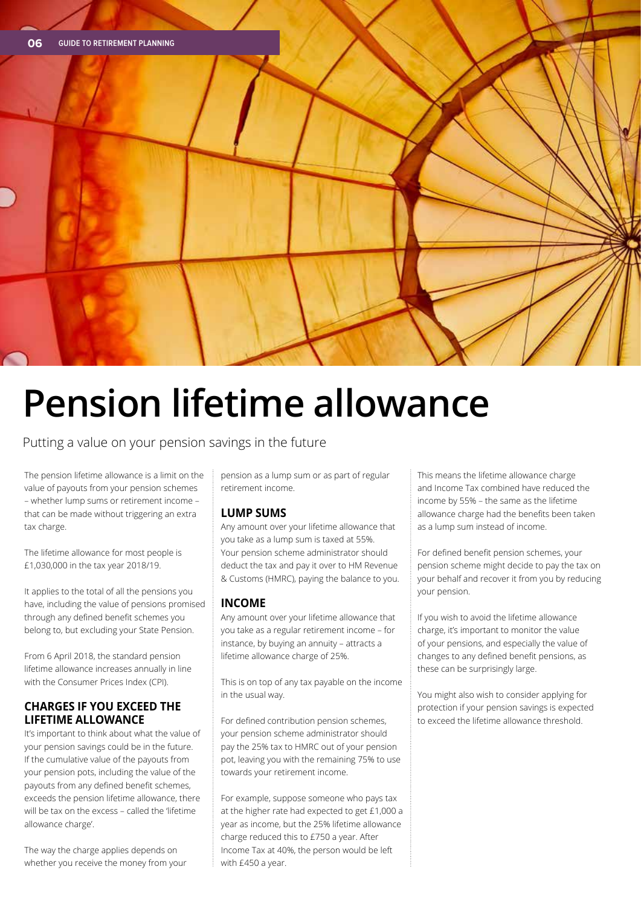# Pension lifetime allowance

Putting a value on your pension savings in the future

The pension lifetime allowance is a limit on the value of payouts from your pension schemes – whether lump sums or retirement income – that can be made without triggering an extra tax charge.

The lifetime allowance for most people is £1,030,000 in the tax year 2018/19.

It applies to the total of all the pensions you have, including the value of pensions promised through any defined benefit schemes you belong to, but excluding your State Pension.

From 6 April 2018, the standard pension lifetime allowance increases annually in line with the Consumer Prices Index (CPI).

## CHARGES IF YOU EXCEED THE LIFETIME ALLOWANCE

It's important to think about what the value of your pension savings could be in the future. If the cumulative value of the payouts from your pension pots, including the value of the payouts from any defined benefit schemes, exceeds the pension lifetime allowance, there will be tax on the excess – called the 'lifetime allowance charge'.

The way the charge applies depends on whether you receive the money from your pension as a lump sum or as part of regular retirement income.

## LUMP SUMS

Any amount over your lifetime allowance that you take as a lump sum is taxed at 55%. Your pension scheme administrator should deduct the tax and pay it over to HM Revenue & Customs (HMRC), paying the balance to you.

## INCOME

Any amount over your lifetime allowance that you take as a regular retirement income – for instance, by buying an annuity – attracts a lifetime allowance charge of 25%.

This is on top of any tax payable on the income in the usual way.

For defined contribution pension schemes, your pension scheme administrator should pay the 25% tax to HMRC out of your pension pot, leaving you with the remaining 75% to use towards your retirement income.

For example, suppose someone who pays tax at the higher rate had expected to get £1,000 a year as income, but the 25% lifetime allowance charge reduced this to £750 a year. After Income Tax at 40%, the person would be left with £450 a year.

This means the lifetime allowance charge and Income Tax combined have reduced the income by 55% – the same as the lifetime allowance charge had the benefits been taken as a lump sum instead of income.

For defined benefit pension schemes, your pension scheme might decide to pay the tax on your behalf and recover it from you by reducing your pension.

If you wish to avoid the lifetime allowance charge, it's important to monitor the value of your pensions, and especially the value of changes to any defined benefit pensions, as these can be surprisingly large.

You might also wish to consider applying for protection if your pension savings is expected to exceed the lifetime allowance threshold.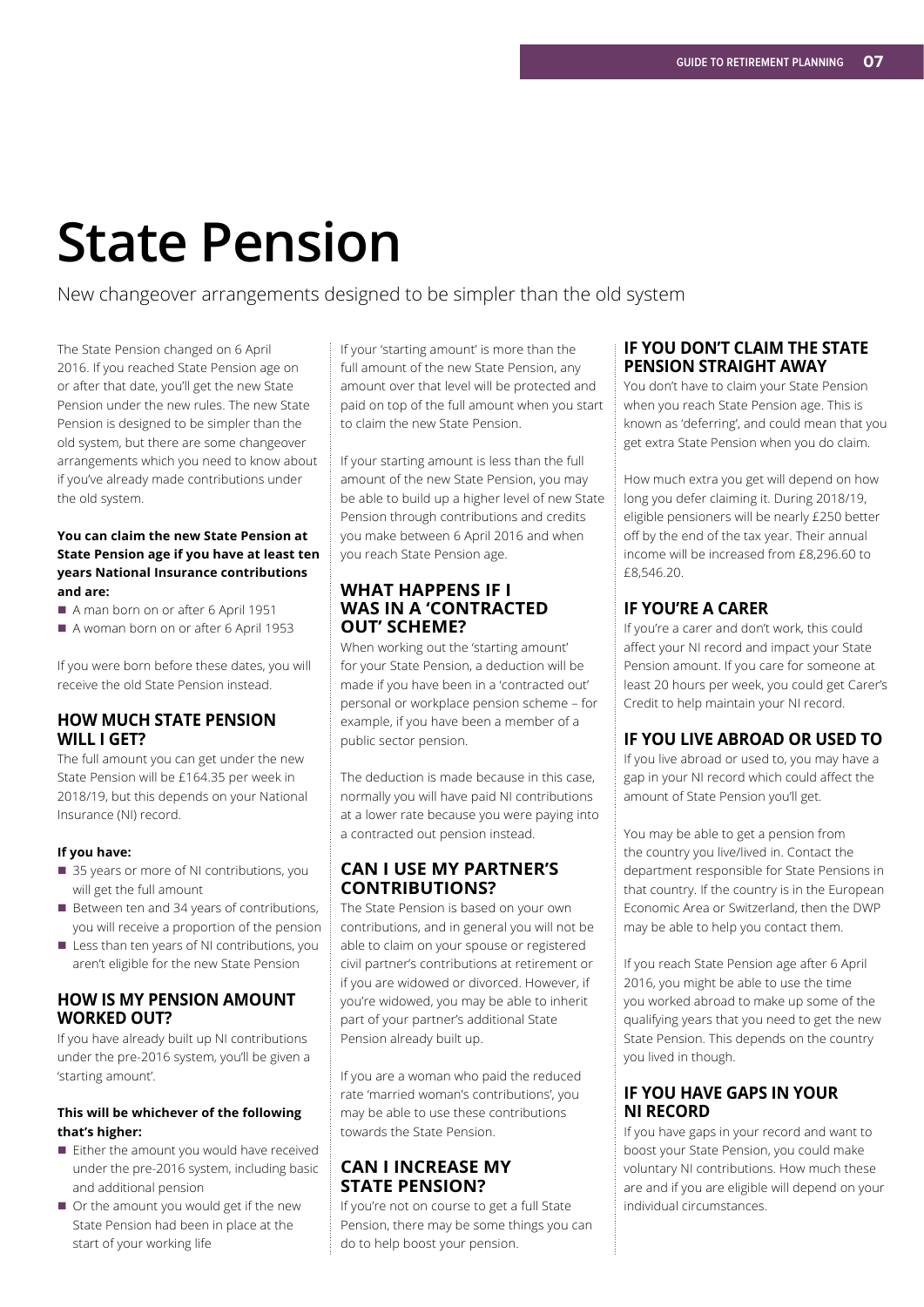# State Pension

New changeover arrangements designed to be simpler than the old system

The State Pension changed on 6 April 2016. If you reached State Pension age on or after that date, you'll get the new State Pension under the new rules. The new State Pension is designed to be simpler than the old system, but there are some changeover arrangements which you need to know about if you've already made contributions under the old system.

**You can claim the new State Pension at State Pension age if you have at least ten years National Insurance contributions and are:**

- A man born on or after 6 April 1951
- A woman born on or after 6 April 1953

If you were born before these dates, you will receive the old State Pension instead.

## HOW MUCH STATE PENSION WILL I GET?

The full amount you can get under the new State Pension will be £164.35 per week in 2018/19, but this depends on your National Insurance (NI) record.

**If you have:**

- 35 years or more of NI contributions, you will get the full amount
- Between ten and 34 years of contributions, you will receive a proportion of the pension
- Less than ten years of NI contributions, you aren't eligible for the new State Pension

## HOW IS MY PENSION AMOUNT WORKED OUT?

If you have already built up NI contributions under the pre-2016 system, you'll be given a 'starting amount'.

**This will be whichever of the following that's higher:**

- Either the amount you would have received under the pre-2016 system, including basic and additional pension
- Or the amount you would get if the new State Pension had been in place at the start of your working life

If your 'starting amount' is more than the full amount of the new State Pension, any amount over that level will be protected and paid on top of the full amount when you start to claim the new State Pension.

If your starting amount is less than the full amount of the new State Pension, you may be able to build up a higher level of new State Pension through contributions and credits you make between 6 April 2016 and when you reach State Pension age.

## WHAT HAPPENS IF I WAS IN A 'CONTRACTED OUT' SCHEME?

When working out the 'starting amount' for your State Pension, a deduction will be made if you have been in a 'contracted out' personal or workplace pension scheme – for example, if you have been a member of a public sector pension.

The deduction is made because in this case, normally you will have paid NI contributions at a lower rate because you were paying into a contracted out pension instead.

## CAN I USE MY PARTNER'S CONTRIBUTIONS?

The State Pension is based on your own contributions, and in general you will not be able to claim on your spouse or registered civil partner's contributions at retirement or if you are widowed or divorced. However, if you're widowed, you may be able to inherit part of your partner's additional State Pension already built up.

If you are a woman who paid the reduced rate 'married woman's contributions', you may be able to use these contributions towards the State Pension.

## CAN I INCREASE MY STATE PENSION?

If you're not on course to get a full State Pension, there may be some things you can do to help boost your pension.

## IF YOU DON'T CLAIM THE STATE PENSION STRAIGHT AWAY

You don't have to claim your State Pension when you reach State Pension age. This is known as 'deferring', and could mean that you get extra State Pension when you do claim.

How much extra you get will depend on how long you defer claiming it. During 2018/19, eligible pensioners will be nearly £250 better off by the end of the tax year. Their annual income will be increased from £8,296.60 to £8,546.20.

## IF YOU'RE A CARER

If you're a carer and don't work, this could affect your NI record and impact your State Pension amount. If you care for someone at least 20 hours per week, you could get Carer's Credit to help maintain your NI record.

## IF YOU LIVE ABROAD OR USED TO

If you live abroad or used to, you may have a gap in your NI record which could affect the amount of State Pension you'll get.

You may be able to get a pension from the country you live/lived in. Contact the department responsible for State Pensions in that country. If the country is in the European Economic Area or Switzerland, then the DWP may be able to help you contact them.

If you reach State Pension age after 6 April 2016, you might be able to use the time you worked abroad to make up some of the qualifying years that you need to get the new State Pension. This depends on the country you lived in though.

## IF YOU HAVE GAPS IN YOUR NI RECORD

If you have gaps in your record and want to boost your State Pension, you could make voluntary NI contributions. How much these are and if you are eligible will depend on your individual circumstances.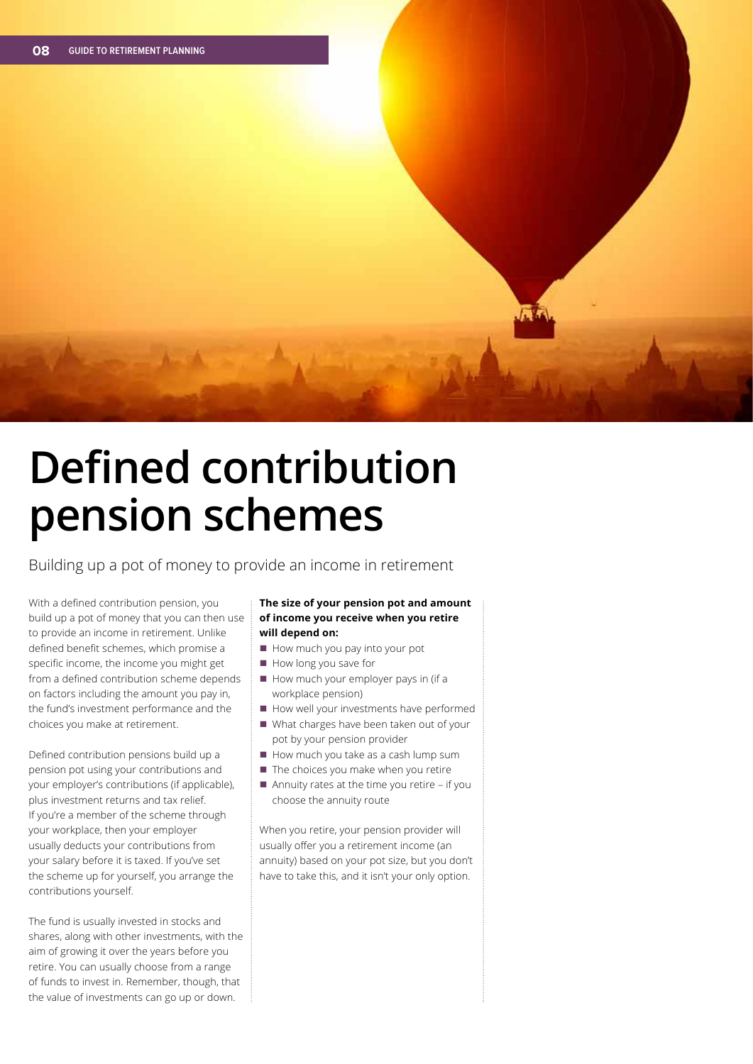# Defined contribution pension schemes

Building up a pot of money to provide an income in retirement

With a defined contribution pension, you build up a pot of money that you can then use to provide an income in retirement. Unlike defined benefit schemes, which promise a specific income, the income you might get from a defined contribution scheme depends on factors including the amount you pay in, the fund's investment performance and the choices you make at retirement.

Defined contribution pensions build up a pension pot using your contributions and your employer's contributions (if applicable), plus investment returns and tax relief. If you're a member of the scheme through your workplace, then your employer usually deducts your contributions from your salary before it is taxed. If you've set the scheme up for yourself, you arrange the contributions yourself.

The fund is usually invested in stocks and shares, along with other investments, with the aim of growing it over the years before you retire. You can usually choose from a range of funds to invest in. Remember, though, that the value of investments can go up or down.

**The size of your pension pot and amount of income you receive when you retire will depend on:**

- How much you pay into your pot
- How long you save for
- How much your employer pays in (if a workplace pension)
- How well your investments have performed
- What charges have been taken out of your pot by your pension provider
- How much you take as a cash lump sum
- The choices you make when you retire
- Annuity rates at the time you retire – if you choose the annuity route

When you retire, your pension provider will usually offer you a retirement income (an annuity) based on your pot size, but you don't have to take this, and it isn't your only option.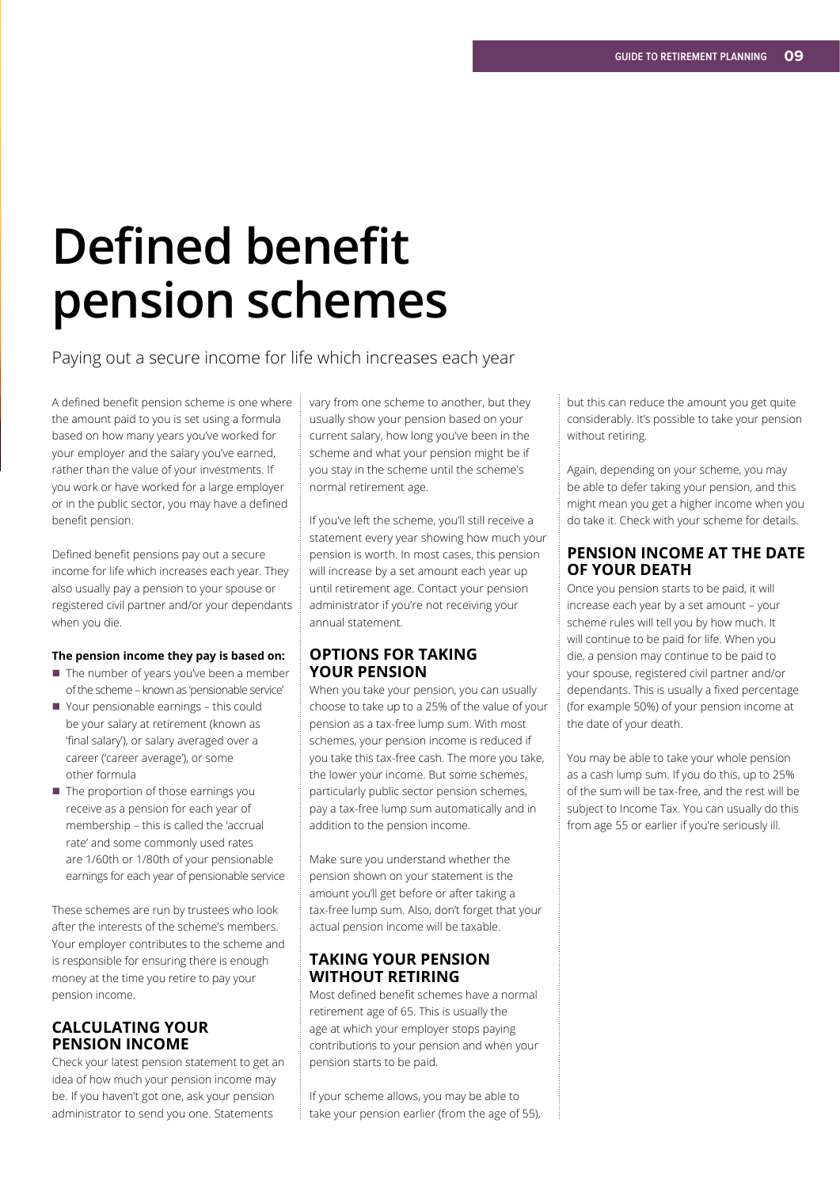# Defined benefit pension schemes

Paying out a secure income for life which increases each year

A defined benefit pension scheme is one where the amount paid to you is set using a formula based on how many years you've worked for your employer and the salary you've earned, rather than the value of your investments. If you work or have worked for a large employer or in the public sector, you may have a defined benefit pension.

Defined benefit pensions pay out a secure income for life which increases each year. They also usually pay a pension to your spouse or registered civil partner and/or your dependants when you die.

**The pension income they pay is based on:**

- The number of years you've been a member of the scheme – known as 'pensionable service'
- Your pensionable earnings – this could be your salary at retirement (known as 'final salary'), or salary averaged over a career ('career average'), or some other formula
- The proportion of those earnings you receive as a pension for each year of membership – this is called the 'accrual rate' and some commonly used rates are 1/60th or 1/80th of your pensionable earnings for each year of pensionable service

These schemes are run by trustees who look after the interests of the scheme's members. Your employer contributes to the scheme and is responsible for ensuring there is enough money at the time you retire to pay your pension income.

## CALCULATING YOUR PENSION INCOME

Check your latest pension statement to get an idea of how much your pension income may be. If you haven't got one, ask your pension administrator to send you one. Statements vary from one scheme to another, but they usually show your pension based on your current salary, how long you've been in the scheme and what your pension might be if you stay in the scheme until the scheme's normal retirement age.

If you've left the scheme, you'll still receive a statement every year showing how much your pension is worth. In most cases, this pension will increase by a set amount each year up until retirement age. Contact your pension administrator if you're not receiving your annual statement.

## OPTIONS FOR TAKING YOUR PENSION

When you take your pension, you can usually choose to take up to a 25% of the value of your pension as a tax-free lump sum. With most schemes, your pension income is reduced if you take this tax-free cash. The more you take, the lower your income. But some schemes, particularly public sector pension schemes, pay a tax-free lump sum automatically and in addition to the pension income.

Make sure you understand whether the pension shown on your statement is the amount you'll get before or after taking a tax-free lump sum. Also, don't forget that your actual pension income will be taxable.

## TAKING YOUR PENSION WITHOUT RETIRING

Most defined benefit schemes have a normal retirement age of 65. This is usually the age at which your employer stops paying contributions to your pension and when your pension starts to be paid.

If your scheme allows, you may be able to take your pension earlier (from the age of 55), but this can reduce the amount you get quite considerably. It's possible to take your pension without retiring.

Again, depending on your scheme, you may be able to defer taking your pension, and this might mean you get a higher income when you do take it. Check with your scheme for details.

## PENSION INCOME AT THE DATE OF YOUR DEATH

Once you pension starts to be paid, it will increase each year by a set amount – your scheme rules will tell you by how much. It will continue to be paid for life. When you die, a pension may continue to be paid to your spouse, registered civil partner and/or dependants. This is usually a fixed percentage (for example 50%) of your pension income at the date of your death.

You may be able to take your whole pension as a cash lump sum. If you do this, up to 25% of the sum will be tax-free, and the rest will be subject to Income Tax. You can usually do this from age 55 or earlier if you're seriously ill.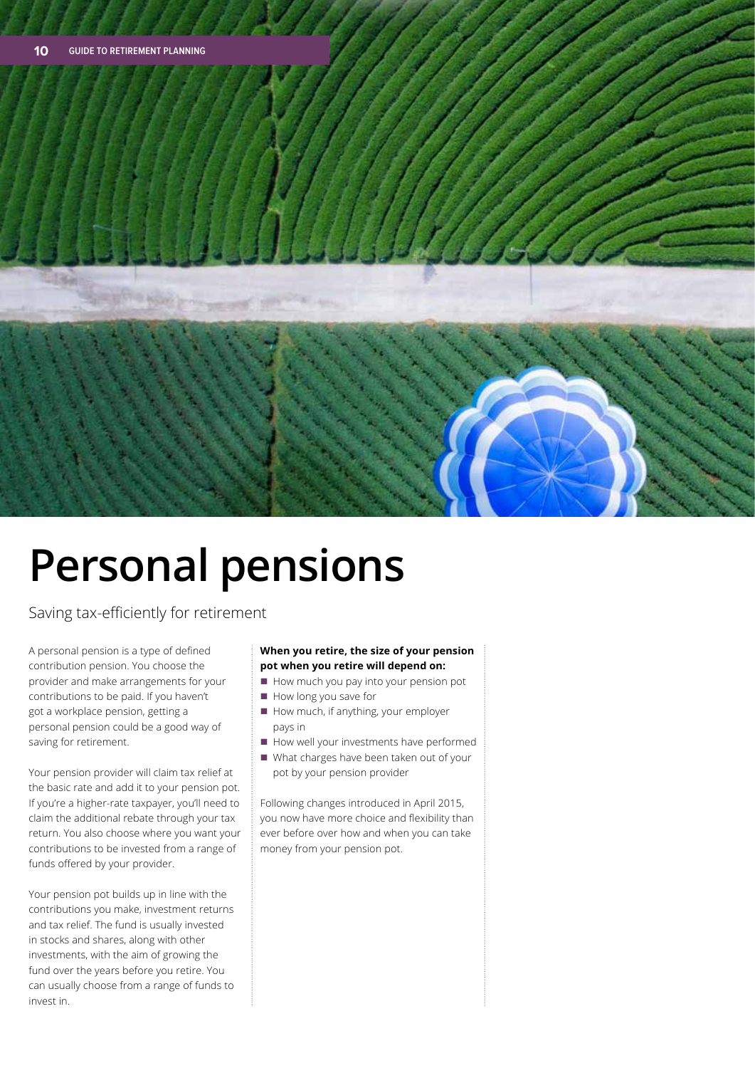# Personal pensions

Saving tax-efficiently for retirement

A personal pension is a type of defined contribution pension. You choose the provider and make arrangements for your contributions to be paid. If you haven't got a workplace pension, getting a personal pension could be a good way of saving for retirement.

Your pension provider will claim tax relief at the basic rate and add it to your pension pot. If you're a higher-rate taxpayer, you'll need to claim the additional rebate through your tax return. You also choose where you want your contributions to be invested from a range of funds offered by your provider.

Your pension pot builds up in line with the contributions you make, investment returns and tax relief. The fund is usually invested in stocks and shares, along with other investments, with the aim of growing the fund over the years before you retire. You can usually choose from a range of funds to invest in.

**When you retire, the size of your pension pot when you retire will depend on:**

- How much you pay into your pension pot
- How long you save for
- How much, if anything, your employer pays in
- How well your investments have performed
- What charges have been taken out of your pot by your pension provider

Following changes introduced in April 2015, you now have more choice and flexibility than ever before over how and when you can take money from your pension pot.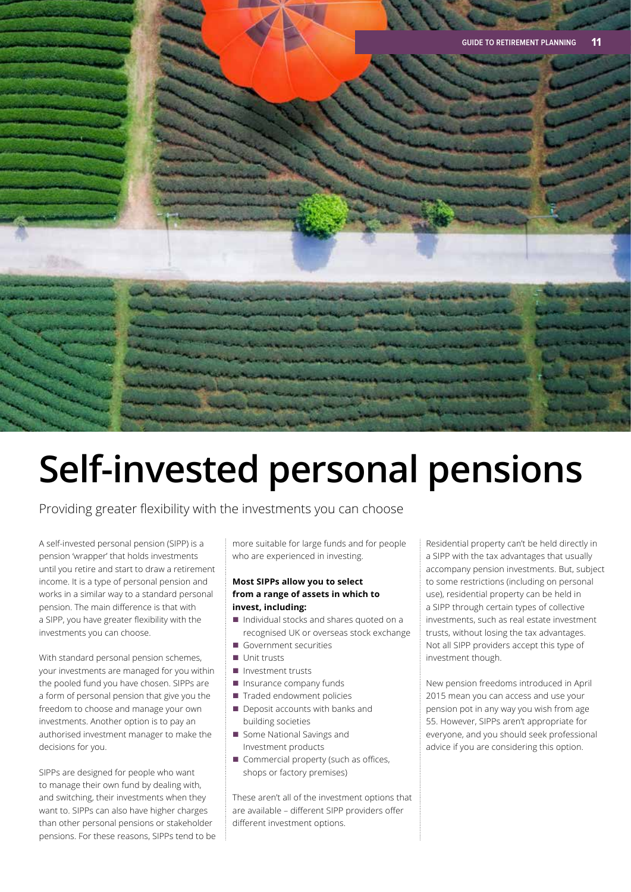# Self-invested personal pensions

Providing greater flexibility with the investments you can choose

A self-invested personal pension (SIPP) is a pension 'wrapper' that holds investments until you retire and start to draw a retirement income. It is a type of personal pension and works in a similar way to a standard personal pension. The main difference is that with a SIPP, you have greater flexibility with the investments you can choose.

With standard personal pension schemes, your investments are managed for you within the pooled fund you have chosen. SIPPs are a form of personal pension that give you the freedom to choose and manage your own investments. Another option is to pay an authorised investment manager to make the decisions for you.

SIPPs are designed for people who want to manage their own fund by dealing with, and switching, their investments when they want to. SIPPs can also have higher charges than other personal pensions or stakeholder pensions. For these reasons, SIPPs tend to be more suitable for large funds and for people who are experienced in investing.

**Most SIPPs allow you to select from a range of assets in which to invest, including:**

- Individual stocks and shares quoted on a recognised UK or overseas stock exchange
- Government securities
- Unit trusts
- Investment trusts
- Insurance company funds
- Traded endowment policies
- Deposit accounts with banks and building societies
- Some National Savings and Investment products
- Commercial property (such as offices, shops or factory premises)

These aren't all of the investment options that are available – different SIPP providers offer different investment options.

Residential property can't be held directly in a SIPP with the tax advantages that usually accompany pension investments. But, subject to some restrictions (including on personal use), residential property can be held in a SIPP through certain types of collective investments, such as real estate investment trusts, without losing the tax advantages. Not all SIPP providers accept this type of investment though.

New pension freedoms introduced in April 2015 mean you can access and use your pension pot in any way you wish from age 55. However, SIPPs aren't appropriate for everyone, and you should seek professional advice if you are considering this option.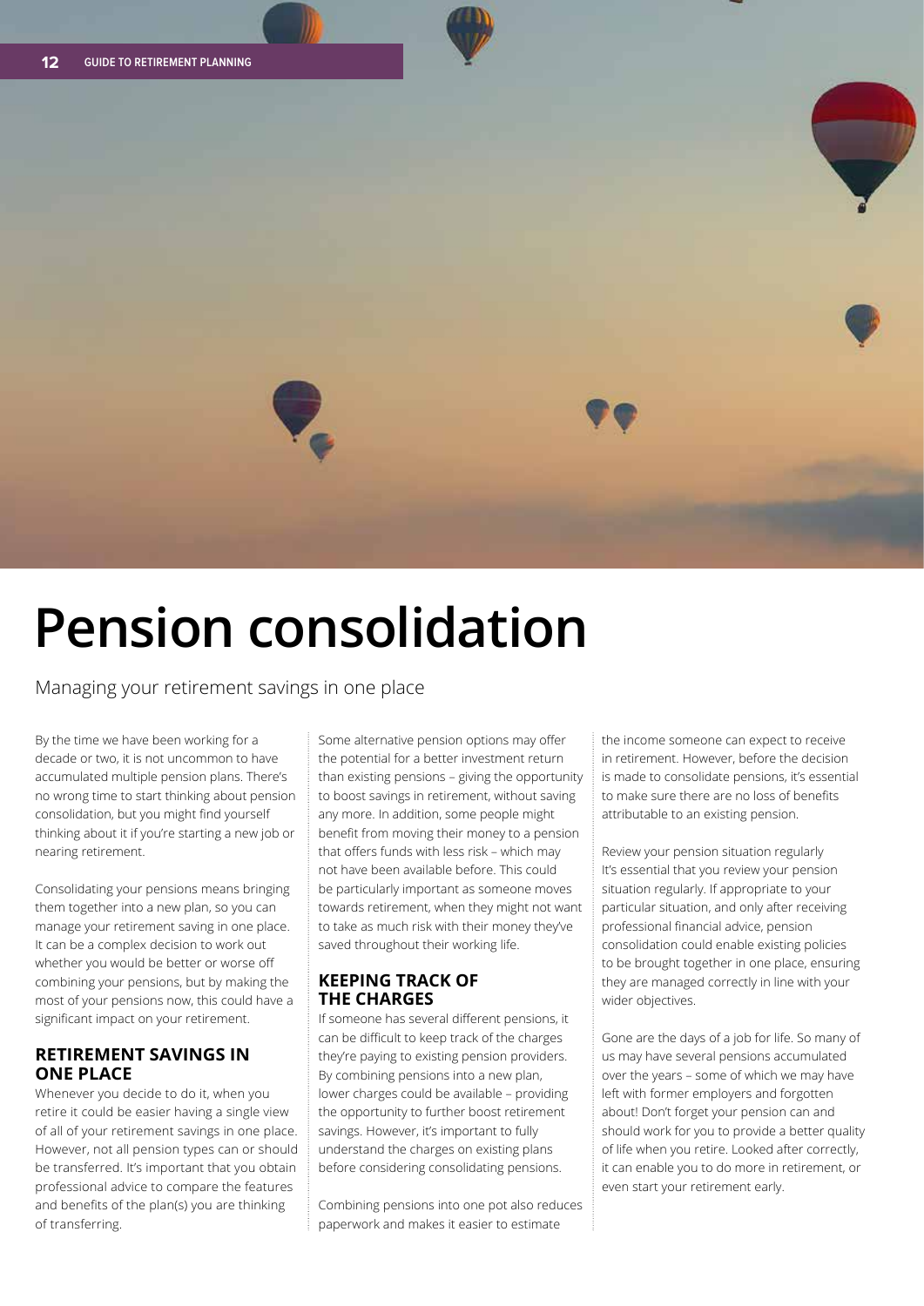# Pension consolidation

Managing your retirement savings in one place

By the time we have been working for a decade or two, it is not uncommon to have accumulated multiple pension plans. There's no wrong time to start thinking about pension consolidation, but you might find yourself thinking about it if you're starting a new job or nearing retirement.

Consolidating your pensions means bringing them together into a new plan, so you can manage your retirement saving in one place. It can be a complex decision to work out whether you would be better or worse off combining your pensions, but by making the most of your pensions now, this could have a significant impact on your retirement.

## RETIREMENT SAVINGS IN ONE PLACE

Whenever you decide to do it, when you retire it could be easier having a single view of all of your retirement savings in one place. However, not all pension types can or should be transferred. It's important that you obtain professional advice to compare the features and benefits of the plan(s) you are thinking of transferring.

Some alternative pension options may offer the potential for a better investment return than existing pensions – giving the opportunity to boost savings in retirement, without saving any more. In addition, some people might benefit from moving their money to a pension that offers funds with less risk – which may not have been available before. This could be particularly important as someone moves towards retirement, when they might not want to take as much risk with their money they've saved throughout their working life.

## KEEPING TRACK OF THE CHARGES

If someone has several different pensions, it can be difficult to keep track of the charges they're paying to existing pension providers. By combining pensions into a new plan, lower charges could be available – providing the opportunity to further boost retirement savings. However, it's important to fully understand the charges on existing plans before considering consolidating pensions.

Combining pensions into one pot also reduces paperwork and makes it easier to estimate the income someone can expect to receive in retirement. However, before the decision is made to consolidate pensions, it's essential to make sure there are no loss of benefits attributable to an existing pension.

Review your pension situation regularly

It's essential that you review your pension situation regularly. If appropriate to your particular situation, and only after receiving professional financial advice, pension consolidation could enable existing policies to be brought together in one place, ensuring they are managed correctly in line with your wider objectives.

Gone are the days of a job for life. So many of us may have several pensions accumulated over the years – some of which we may have left with former employers and forgotten about! Don't forget your pension can and should work for you to provide a better quality of life when you retire. Looked after correctly, it can enable you to do more in retirement, or even start your retirement early.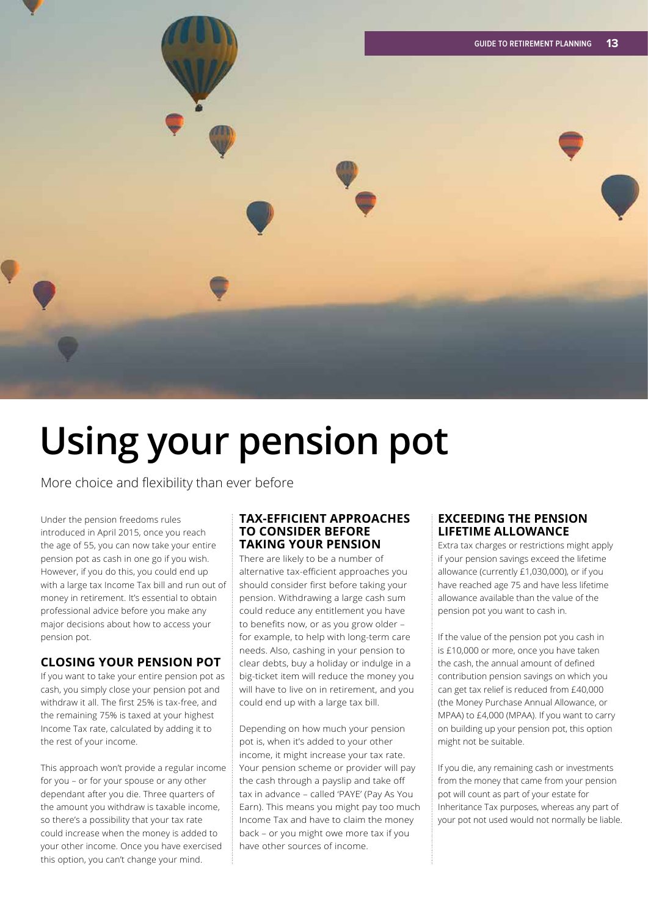# Using your pension pot

More choice and flexibility than ever before

Under the pension freedoms rules introduced in April 2015, once you reach the age of 55, you can now take your entire pension pot as cash in one go if you wish. However, if you do this, you could end up with a large tax Income Tax bill and run out of money in retirement. It's essential to obtain professional advice before you make any major decisions about how to access your pension pot.

## CLOSING YOUR PENSION POT

If you want to take your entire pension pot as cash, you simply close your pension pot and withdraw it all. The first 25% is tax-free, and the remaining 75% is taxed at your highest Income Tax rate, calculated by adding it to the rest of your income.

This approach won't provide a regular income for you – or for your spouse or any other dependant after you die. Three quarters of the amount you withdraw is taxable income, so there's a possibility that your tax rate could increase when the money is added to your other income. Once you have exercised this option, you can't change your mind.

## TAX-EFFICIENT APPROACHES TO CONSIDER BEFORE TAKING YOUR PENSION

There are likely to be a number of alternative tax-efficient approaches you should consider first before taking your pension. Withdrawing a large cash sum could reduce any entitlement you have to benefits now, or as you grow older – for example, to help with long-term care needs. Also, cashing in your pension to clear debts, buy a holiday or indulge in a big-ticket item will reduce the money you will have to live on in retirement, and you could end up with a large tax bill.

Depending on how much your pension pot is, when it's added to your other income, it might increase your tax rate. Your pension scheme or provider will pay the cash through a payslip and take off tax in advance – called 'PAYE' (Pay As You Earn). This means you might pay too much Income Tax and have to claim the money back – or you might owe more tax if you have other sources of income.

## EXCEEDING THE PENSION LIFETIME ALLOWANCE

Extra tax charges or restrictions might apply if your pension savings exceed the lifetime allowance (currently £1,030,000), or if you have reached age 75 and have less lifetime allowance available than the value of the pension pot you want to cash in.

If the value of the pension pot you cash in is £10,000 or more, once you have taken the cash, the annual amount of defined contribution pension savings on which you can get tax relief is reduced from £40,000 (the Money Purchase Annual Allowance, or MPAA) to £4,000 (MPAA). If you want to carry on building up your pension pot, this option might not be suitable.

If you die, any remaining cash or investments from the money that came from your pension pot will count as part of your estate for Inheritance Tax purposes, whereas any part of your pot not used would not normally be liable.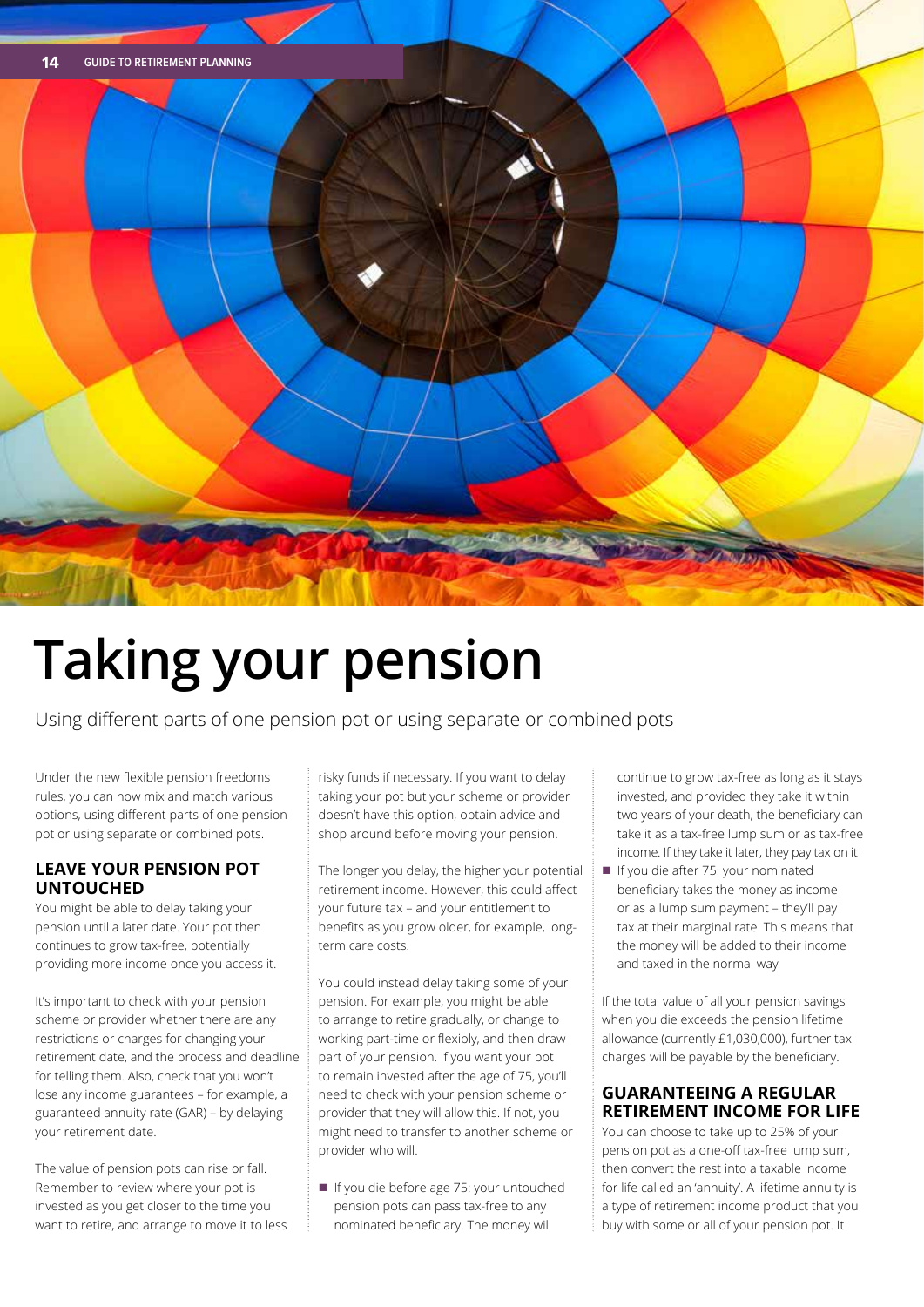# Taking your pension

Using different parts of one pension pot or using separate or combined pots

Under the new flexible pension freedoms rules, you can now mix and match various options, using different parts of one pension pot or using separate or combined pots.

## LEAVE YOUR PENSION POT UNTOUCHED

You might be able to delay taking your pension until a later date. Your pot then continues to grow tax-free, potentially providing more income once you access it.

It's important to check with your pension scheme or provider whether there are any restrictions or charges for changing your retirement date, and the process and deadline for telling them. Also, check that you won't lose any income guarantees – for example, a guaranteed annuity rate (GAR) – by delaying your retirement date.

The value of pension pots can rise or fall. Remember to review where your pot is invested as you get closer to the time you want to retire, and arrange to move it to less risky funds if necessary. If you want to delay taking your pot but your scheme or provider doesn't have this option, obtain advice and shop around before moving your pension.

The longer you delay, the higher your potential retirement income. However, this could affect your future tax – and your entitlement to benefits as you grow older, for example, long-term care costs.

You could instead delay taking some of your pension. For example, you might be able to arrange to retire gradually, or change to working part-time or flexibly, and then draw part of your pension. If you want your pot to remain invested after the age of 75, you'll need to check with your pension scheme or provider that they will allow this. If not, you might need to transfer to another scheme or provider who will.

- If you die before age 75: your untouched pension pots can pass tax-free to any nominated beneficiary. The money will continue to grow tax-free as long as it stays invested, and provided they take it within two years of your death, the beneficiary can take it as a tax-free lump sum or as tax-free income. If they take it later, they pay tax on it
- If you die after 75: your nominated beneficiary takes the money as income or as a lump sum payment – they'll pay tax at their marginal rate. This means that the money will be added to their income and taxed in the normal way

If the total value of all your pension savings when you die exceeds the pension lifetime allowance (currently £1,030,000), further tax charges will be payable by the beneficiary.

## GUARANTEEING A REGULAR RETIREMENT INCOME FOR LIFE

You can choose to take up to 25% of your pension pot as a one-off tax-free lump sum, then convert the rest into a taxable income for life called an 'annuity'. A lifetime annuity is a type of retirement income product that you buy with some or all of your pension pot. It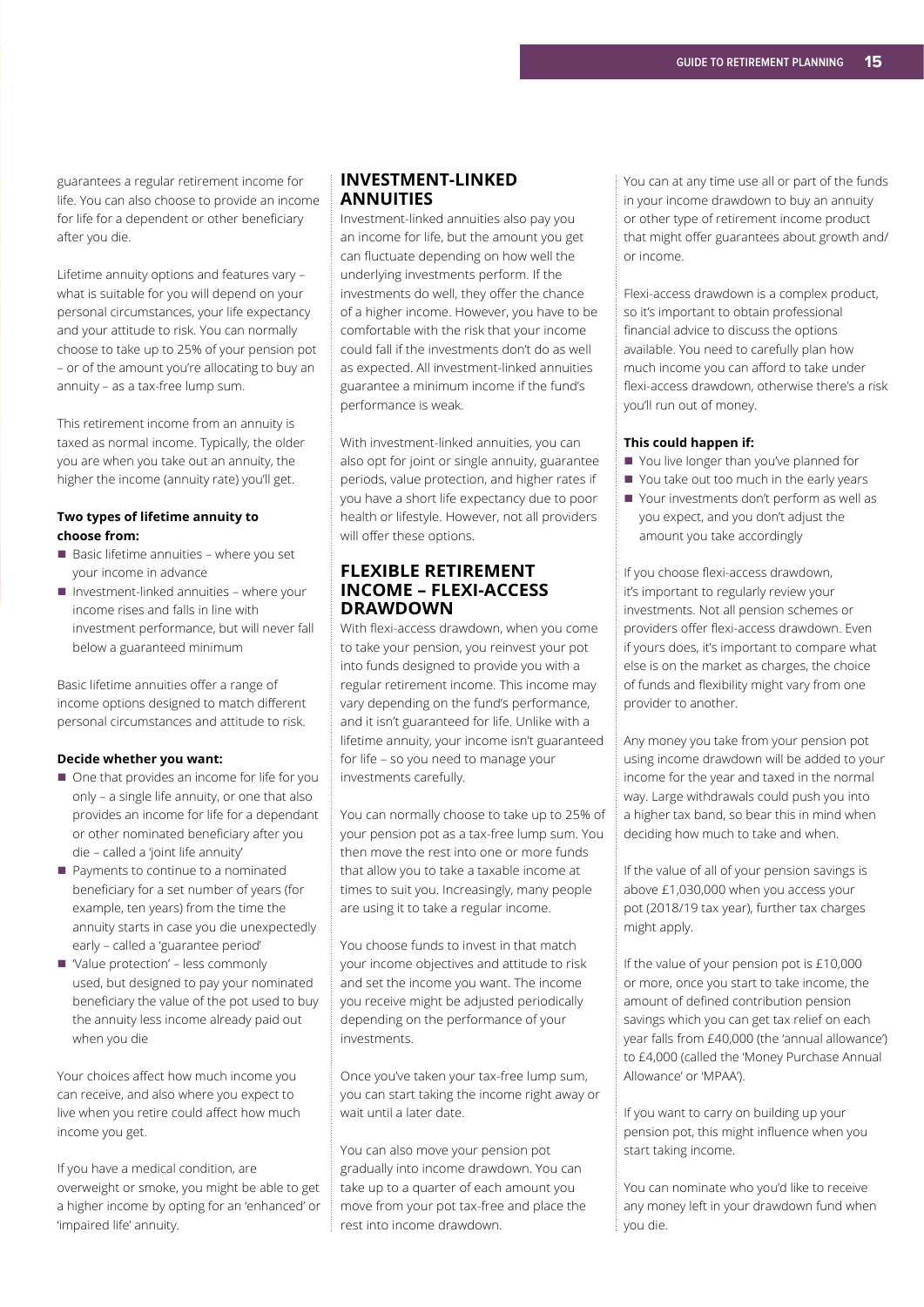guarantees a regular retirement income for life. You can also choose to provide an income for life for a dependent or other beneficiary after you die.

Lifetime annuity options and features vary – what is suitable for you will depend on your personal circumstances, your life expectancy and your attitude to risk. You can normally choose to take up to 25% of your pension pot – or of the amount you're allocating to buy an annuity – as a tax-free lump sum.

This retirement income from an annuity is taxed as normal income. Typically, the older you are when you take out an annuity, the higher the income (annuity rate) you'll get.

**Two types of lifetime annuity to choose from:**

- Basic lifetime annuities – where you set your income in advance
- Investment-linked annuities – where your income rises and falls in line with investment performance, but will never fall below a guaranteed minimum

Basic lifetime annuities offer a range of income options designed to match different personal circumstances and attitude to risk.

**Decide whether you want:**

- One that provides an income for life for you only – a single life annuity, or one that also provides an income for life for a dependant or other nominated beneficiary after you die – called a 'joint life annuity'
- Payments to continue to a nominated beneficiary for a set number of years (for example, ten years) from the time the annuity starts in case you die unexpectedly early – called a 'guarantee period'
- 'Value protection' – less commonly used, but designed to pay your nominated beneficiary the value of the pot used to buy the annuity less income already paid out when you die

Your choices affect how much income you can receive, and also where you expect to live when you retire could affect how much income you get.

If you have a medical condition, are overweight or smoke, you might be able to get a higher income by opting for an 'enhanced' or 'impaired life' annuity.

## INVESTMENT-LINKED ANNUITIES

Investment-linked annuities also pay you an income for life, but the amount you get can fluctuate depending on how well the underlying investments perform. If the investments do well, they offer the chance of a higher income. However, you have to be comfortable with the risk that your income could fall if the investments don't do as well as expected. All investment-linked annuities guarantee a minimum income if the fund's performance is weak.

With investment-linked annuities, you can also opt for joint or single annuity, guarantee periods, value protection, and higher rates if you have a short life expectancy due to poor health or lifestyle. However, not all providers will offer these options.

## FLEXIBLE RETIREMENT INCOME – FLEXI-ACCESS DRAWDOWN

With flexi-access drawdown, when you come to take your pension, you reinvest your pot into funds designed to provide you with a regular retirement income. This income may vary depending on the fund's performance, and it isn't guaranteed for life. Unlike with a lifetime annuity, your income isn't guaranteed for life – so you need to manage your investments carefully.

You can normally choose to take up to 25% of your pension pot as a tax-free lump sum. You then move the rest into one or more funds that allow you to take a taxable income at times to suit you. Increasingly, many people are using it to take a regular income.

You choose funds to invest in that match your income objectives and attitude to risk and set the income you want. The income you receive might be adjusted periodically depending on the performance of your investments.

Once you've taken your tax-free lump sum, you can start taking the income right away or wait until a later date.

You can also move your pension pot gradually into income drawdown. You can take up to a quarter of each amount you move from your pot tax-free and place the rest into income drawdown.

You can at any time use all or part of the funds in your income drawdown to buy an annuity or other type of retirement income product that might offer guarantees about growth and/or income.

Flexi-access drawdown is a complex product, so it's important to obtain professional financial advice to discuss the options available. You need to carefully plan how much income you can afford to take under flexi-access drawdown, otherwise there's a risk you'll run out of money.

**This could happen if:**

- You live longer than you've planned for
- You take out too much in the early years
- Your investments don't perform as well as you expect, and you don't adjust the amount you take accordingly

If you choose flexi-access drawdown, it's important to regularly review your investments. Not all pension schemes or providers offer flexi-access drawdown. Even if yours does, it's important to compare what else is on the market as charges, the choice of funds and flexibility might vary from one provider to another.

Any money you take from your pension pot using income drawdown will be added to your income for the year and taxed in the normal way. Large withdrawals could push you into a higher tax band, so bear this in mind when deciding how much to take and when.

If the value of all of your pension savings is above £1,030,000 when you access your pot (2018/19 tax year), further tax charges might apply.

If the value of your pension pot is £10,000 or more, once you start to take income, the amount of defined contribution pension savings which you can get tax relief on each year falls from £40,000 (the 'annual allowance') to £4,000 (called the 'Money Purchase Annual Allowance' or 'MPAA').

If you want to carry on building up your pension pot, this might influence when you start taking income.

You can nominate who you'd like to receive any money left in your drawdown fund when you die.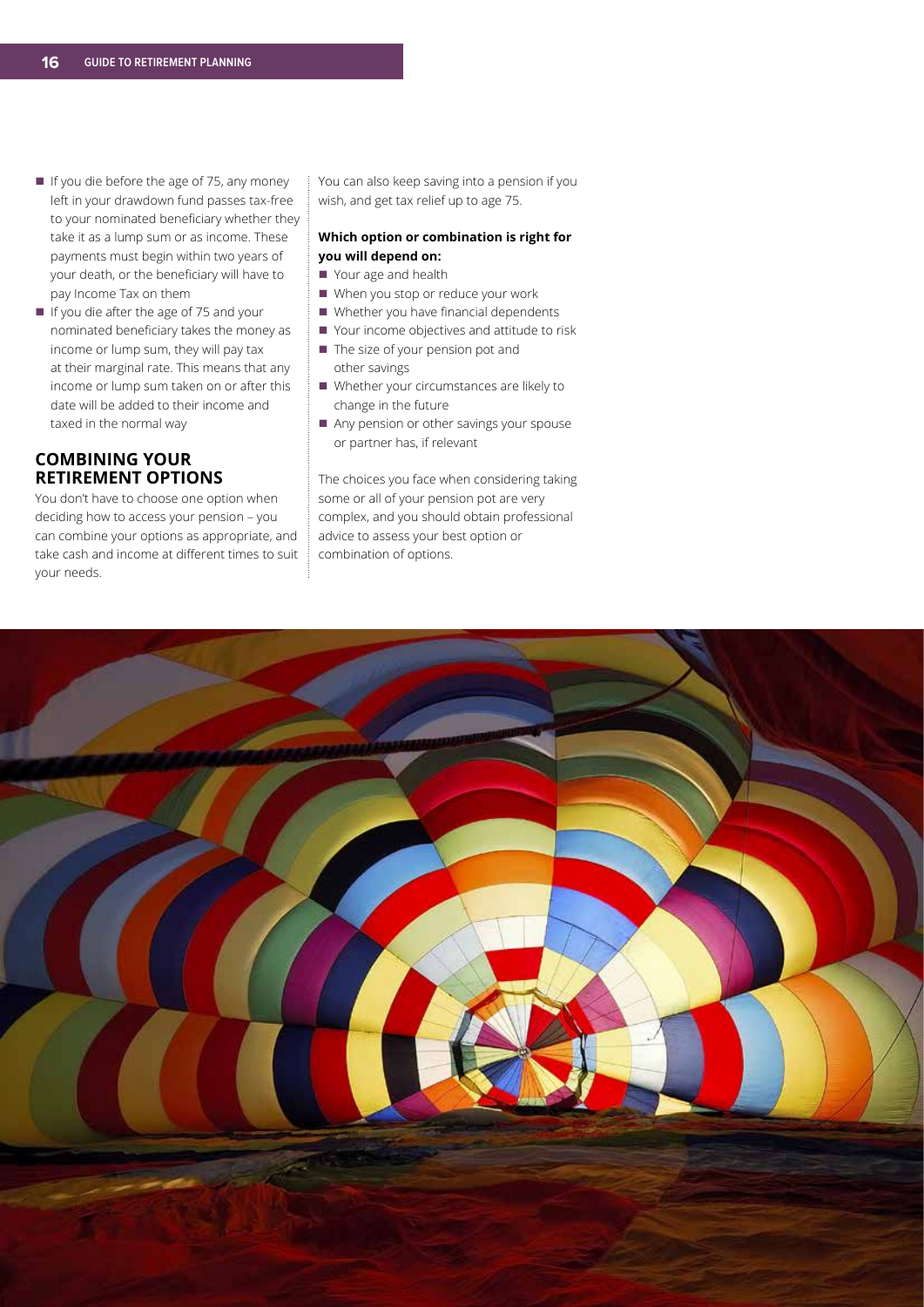- If you die before the age of 75, any money left in your drawdown fund passes tax-free to your nominated beneficiary whether they take it as a lump sum or as income. These payments must begin within two years of your death, or the beneficiary will have to pay Income Tax on them
- If you die after the age of 75 and your nominated beneficiary takes the money as income or lump sum, they will pay tax at their marginal rate. This means that any income or lump sum taken on or after this date will be added to their income and taxed in the normal way

## COMBINING YOUR RETIREMENT OPTIONS

You don't have to choose one option when deciding how to access your pension – you can combine your options as appropriate, and take cash and income at different times to suit your needs.

You can also keep saving into a pension if you wish, and get tax relief up to age 75.

**Which option or combination is right for you will depend on:**

- Your age and health
- When you stop or reduce your work
- Whether you have financial dependents
- Your income objectives and attitude to risk
- The size of your pension pot and other savings
- Whether your circumstances are likely to change in the future
- Any pension or other savings your spouse or partner has, if relevant

The choices you face when considering taking some or all of your pension pot are very complex, and you should obtain professional advice to assess your best option or combination of options.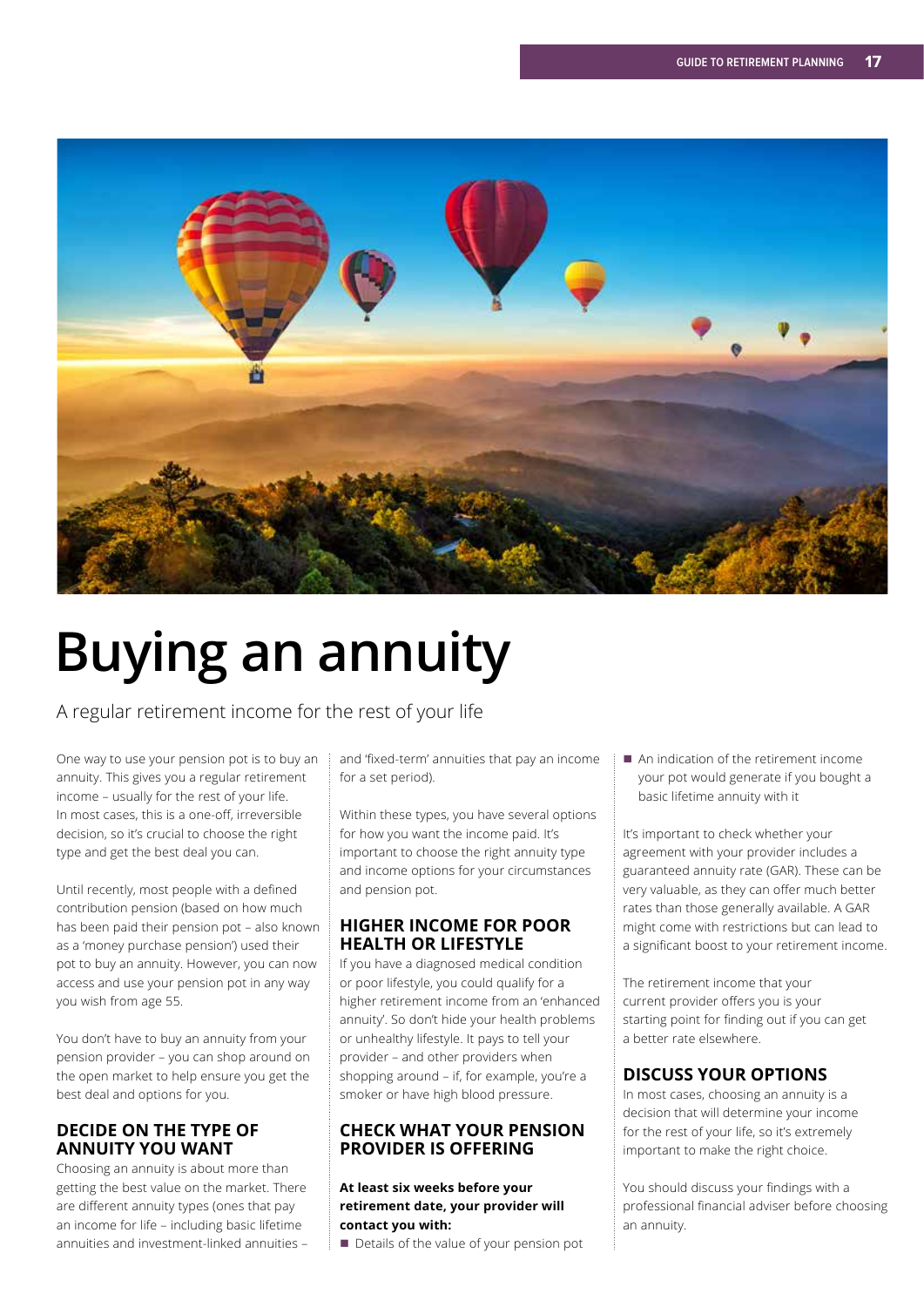# Buying an annuity

A regular retirement income for the rest of your life

One way to use your pension pot is to buy an annuity. This gives you a regular retirement income – usually for the rest of your life. In most cases, this is a one-off, irreversible decision, so it's crucial to choose the right type and get the best deal you can.

Until recently, most people with a defined contribution pension (based on how much has been paid their pension pot – also known as a 'money purchase pension') used their pot to buy an annuity. However, you can now access and use your pension pot in any way you wish from age 55.

You don't have to buy an annuity from your pension provider – you can shop around on the open market to help ensure you get the best deal and options for you.

## DECIDE ON THE TYPE OF ANNUITY YOU WANT

Choosing an annuity is about more than getting the best value on the market. There are different annuity types (ones that pay an income for life – including basic lifetime annuities and investment-linked annuities – and 'fixed-term' annuities that pay an income for a set period).

Within these types, you have several options for how you want the income paid. It's important to choose the right annuity type and income options for your circumstances and pension pot.

## HIGHER INCOME FOR POOR HEALTH OR LIFESTYLE

If you have a diagnosed medical condition or poor lifestyle, you could qualify for a higher retirement income from an 'enhanced annuity'. So don't hide your health problems or unhealthy lifestyle. It pays to tell your provider – and other providers when shopping around – if, for example, you're a smoker or have high blood pressure.

## CHECK WHAT YOUR PENSION PROVIDER IS OFFERING

**At least six weeks before your retirement date, your provider will contact you with:**

- Details of the value of your pension pot
- An indication of the retirement income your pot would generate if you bought a basic lifetime annuity with it

It's important to check whether your agreement with your provider includes a guaranteed annuity rate (GAR). These can be very valuable, as they can offer much better rates than those generally available. A GAR might come with restrictions but can lead to a significant boost to your retirement income.

The retirement income that your current provider offers you is your starting point for finding out if you can get a better rate elsewhere.

## DISCUSS YOUR OPTIONS

In most cases, choosing an annuity is a decision that will determine your income for the rest of your life, so it's extremely important to make the right choice.

You should discuss your findings with a professional financial adviser before choosing an annuity.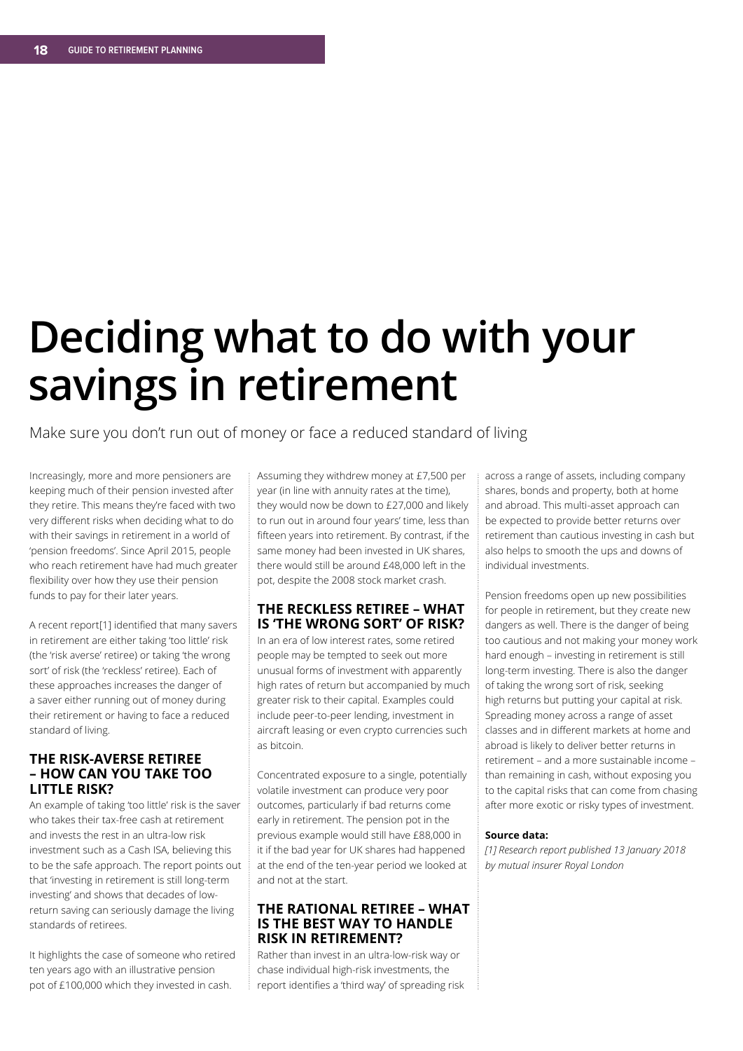# Deciding what to do with your savings in retirement

Make sure you don't run out of money or face a reduced standard of living

Increasingly, more and more pensioners are keeping much of their pension invested after they retire. This means they're faced with two very different risks when deciding what to do with their savings in retirement in a world of 'pension freedoms'. Since April 2015, people who reach retirement have had much greater flexibility over how they use their pension funds to pay for their later years.

A recent report[1] identified that many savers in retirement are either taking 'too little' risk (the 'risk averse' retiree) or taking 'the wrong sort' of risk (the 'reckless' retiree). Each of these approaches increases the danger of a saver either running out of money during their retirement or having to face a reduced standard of living.

### THE RISK-AVERSE RETIREE – HOW CAN YOU TAKE TOO LITTLE RISK?

An example of taking 'too little' risk is the saver who takes their tax-free cash at retirement and invests the rest in an ultra-low risk investment such as a Cash ISA, believing this to be the safe approach. The report points out that 'investing in retirement is still long-term investing' and shows that decades of low-return saving can seriously damage the living standards of retirees.

It highlights the case of someone who retired ten years ago with an illustrative pension pot of £100,000 which they invested in cash. Assuming they withdrew money at £7,500 per year (in line with annuity rates at the time), they would now be down to £27,000 and likely to run out in around four years' time, less than fifteen years into retirement. By contrast, if the same money had been invested in UK shares, there would still be around £48,000 left in the pot, despite the 2008 stock market crash.

### THE RECKLESS RETIREE – WHAT IS 'THE WRONG SORT' OF RISK?

In an era of low interest rates, some retired people may be tempted to seek out more unusual forms of investment with apparently high rates of return but accompanied by much greater risk to their capital. Examples could include peer-to-peer lending, investment in aircraft leasing or even crypto currencies such as bitcoin.

Concentrated exposure to a single, potentially volatile investment can produce very poor outcomes, particularly if bad returns come early in retirement. The pension pot in the previous example would still have £88,000 in it if the bad year for UK shares had happened at the end of the ten-year period we looked at and not at the start.

### THE RATIONAL RETIREE – WHAT IS THE BEST WAY TO HANDLE RISK IN RETIREMENT?

Rather than invest in an ultra-low-risk way or chase individual high-risk investments, the report identifies a 'third way' of spreading risk across a range of assets, including company shares, bonds and property, both at home and abroad. This multi-asset approach can be expected to provide better returns over retirement than cautious investing in cash but also helps to smooth the ups and downs of individual investments.

Pension freedoms open up new possibilities for people in retirement, but they create new dangers as well. There is the danger of being too cautious and not making your money work hard enough – investing in retirement is still long-term investing. There is also the danger of taking the wrong sort of risk, seeking high returns but putting your capital at risk. Spreading money across a range of asset classes and in different markets at home and abroad is likely to deliver better returns in retirement – and a more sustainable income – than remaining in cash, without exposing you to the capital risks that can come from chasing after more exotic or risky types of investment.

**Source data:**

*[1] Research report published 13 January 2018 by mutual insurer Royal London*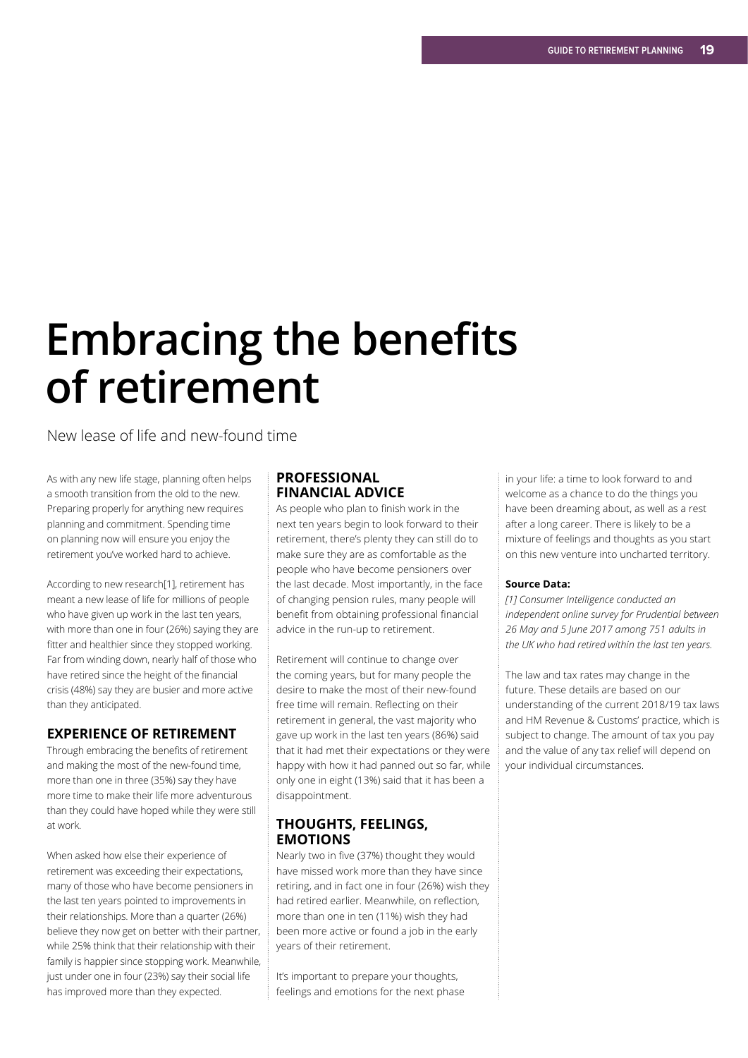# Embracing the benefits of retirement

New lease of life and new-found time

As with any new life stage, planning often helps a smooth transition from the old to the new. Preparing properly for anything new requires planning and commitment. Spending time on planning now will ensure you enjoy the retirement you've worked hard to achieve.

According to new research[1], retirement has meant a new lease of life for millions of people who have given up work in the last ten years, with more than one in four (26%) saying they are fitter and healthier since they stopped working. Far from winding down, nearly half of those who have retired since the height of the financial crisis (48%) say they are busier and more active than they anticipated.

## EXPERIENCE OF RETIREMENT

Through embracing the benefits of retirement and making the most of the new-found time, more than one in three (35%) say they have more time to make their life more adventurous than they could have hoped while they were still at work.

When asked how else their experience of retirement was exceeding their expectations, many of those who have become pensioners in the last ten years pointed to improvements in their relationships. More than a quarter (26%) believe they now get on better with their partner, while 25% think that their relationship with their family is happier since stopping work. Meanwhile, just under one in four (23%) say their social life has improved more than they expected.

## PROFESSIONAL FINANCIAL ADVICE

As people who plan to finish work in the next ten years begin to look forward to their retirement, there's plenty they can still do to make sure they are as comfortable as the people who have become pensioners over the last decade. Most importantly, in the face of changing pension rules, many people will benefit from obtaining professional financial advice in the run-up to retirement.

Retirement will continue to change over the coming years, but for many people the desire to make the most of their new-found free time will remain. Reflecting on their retirement in general, the vast majority who gave up work in the last ten years (86%) said that it had met their expectations or they were happy with how it had panned out so far, while only one in eight (13%) said that it has been a disappointment.

## THOUGHTS, FEELINGS, EMOTIONS

Nearly two in five (37%) thought they would have missed work more than they have since retiring, and in fact one in four (26%) wish they had retired earlier. Meanwhile, on reflection, more than one in ten (11%) wish they had been more active or found a job in the early years of their retirement.

It's important to prepare your thoughts, feelings and emotions for the next phase in your life: a time to look forward to and welcome as a chance to do the things you have been dreaming about, as well as a rest after a long career. There is likely to be a mixture of feelings and thoughts as you start on this new venture into uncharted territory.

**Source Data:**

*[1] Consumer Intelligence conducted an independent online survey for Prudential between 26 May and 5 June 2017 among 751 adults in the UK who had retired within the last ten years.*

The law and tax rates may change in the future. These details are based on our understanding of the current 2018/19 tax laws and HM Revenue & Customs' practice, which is subject to change. The amount of tax you pay and the value of any tax relief will depend on your individual circumstances.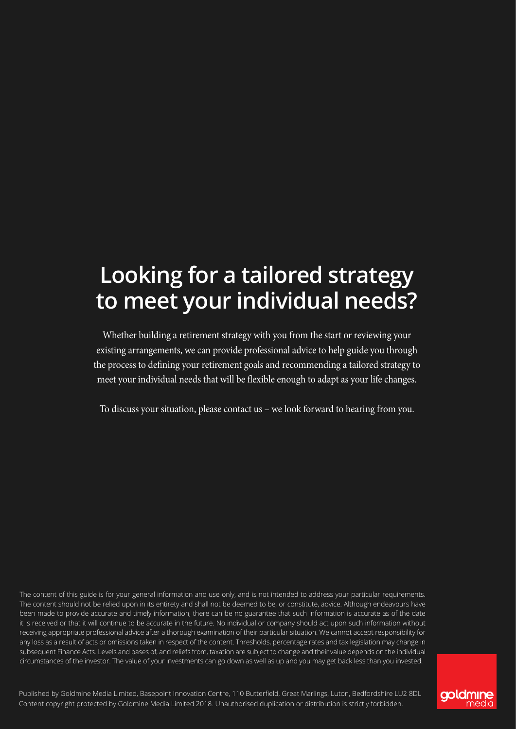# Looking for a tailored strategy to meet your individual needs?

Whether building a retirement strategy with you from the start or reviewing your existing arrangements, we can provide professional advice to help guide you through the process to defining your retirement goals and recommending a tailored strategy to meet your individual needs that will be flexible enough to adapt as your life changes.

To discuss your situation, please contact us – we look forward to hearing from you.

The content of this guide is for your general information and use only, and is not intended to address your particular requirements. The content should not be relied upon in its entirety and shall not be deemed to be, or constitute, advice. Although endeavours have been made to provide accurate and timely information, there can be no guarantee that such information is accurate as of the date it is received or that it will continue to be accurate in the future. No individual or company should act upon such information without receiving appropriate professional advice after a thorough examination of their particular situation. We cannot accept responsibility for any loss as a result of acts or omissions taken in respect of the content. Thresholds, percentage rates and tax legislation may change in subsequent Finance Acts. Levels and bases of, and reliefs from, taxation are subject to change and their value depends on the individual circumstances of the investor. The value of your investments can go down as well as up and you may get back less than you invested.

Published by Goldmine Media Limited, Basepoint Innovation Centre, 110 Butterfield, Great Marlings, Luton, Bedfordshire LU2 8DL
Content copyright protected by Goldmine Media Limited 2018. Unauthorised duplication or distribution is strictly forbidden.

goldmine media